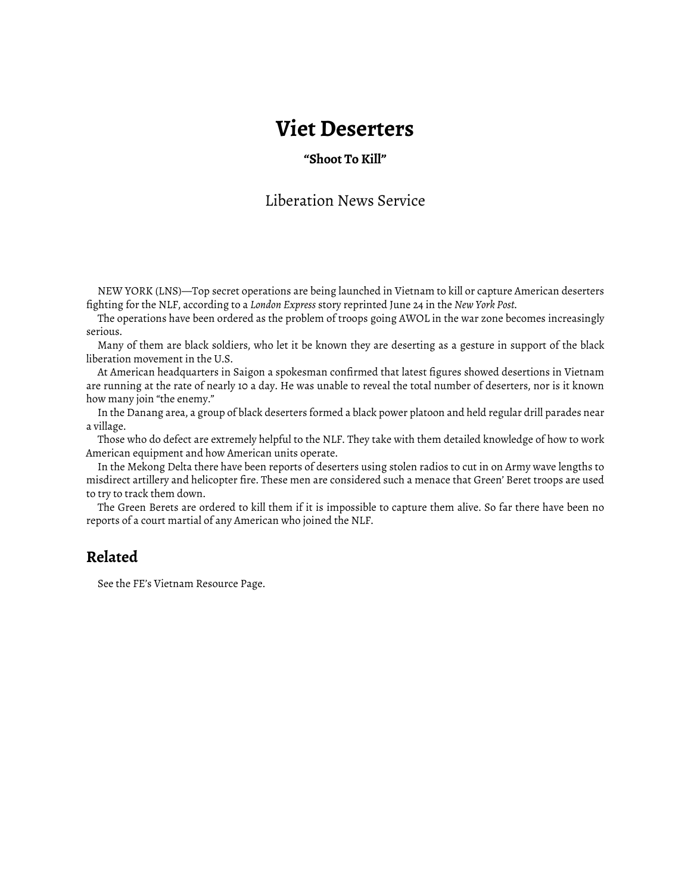# Viet Deserters

### "Shoot To Kill"

Liberation News Service

NEW YORK (LNS)—Top secret operations are being launched in Vietnam to kill or capture American deserters fighting for the NLF, according to a *London Express* story reprinted June 24 in the *New York Post*.

The operations have been ordered as the problem of troops going AWOL in the war zone becomes increasingly serious.

Many of them are black soldiers, who let it be known they are deserting as a gesture in support of the black liberation movement in the U.S.

At American headquarters in Saigon a spokesman confirmed that latest figures showed desertions in Vietnam are running at the rate of nearly 10 a day. He was unable to reveal the total number of deserters, nor is it known how many join "the enemy."

In the Danang area, a group of black deserters formed a black power platoon and held regular drill parades near a village.

Those who do defect are extremely helpful to the NLF. They take with them detailed knowledge of how to work American equipment and how American units operate.

In the Mekong Delta there have been reports of deserters using stolen radios to cut in on Army wave lengths to misdirect artillery and helicopter fire. These men are considered such a menace that Green' Beret troops are used to try to track them down.

The Green Berets are ordered to kill them if it is impossible to capture them alive. So far there have been no reports of a court martial of any American who joined the NLF.

## Related

See the FE's Vietnam Resource Page.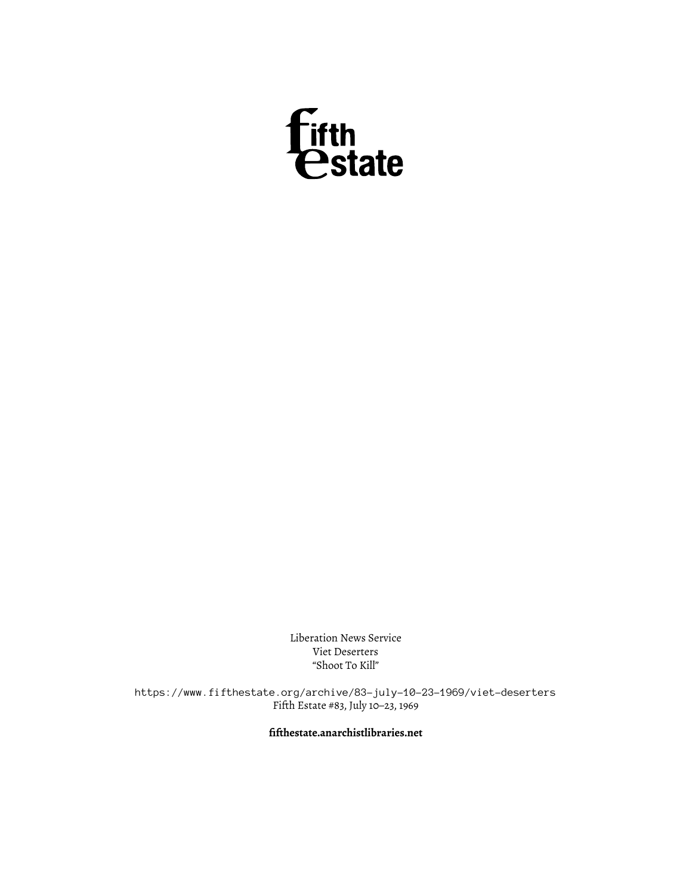Fifth Estate

Liberation News Service
Viet Deserters
"Shoot To Kill"

https://www.fifthestate.org/archive/83-july-10-23-1969/viet-deserters
Fifth Estate #83, July 10–23, 1969

**fifthestate.anarchistlibraries.net**